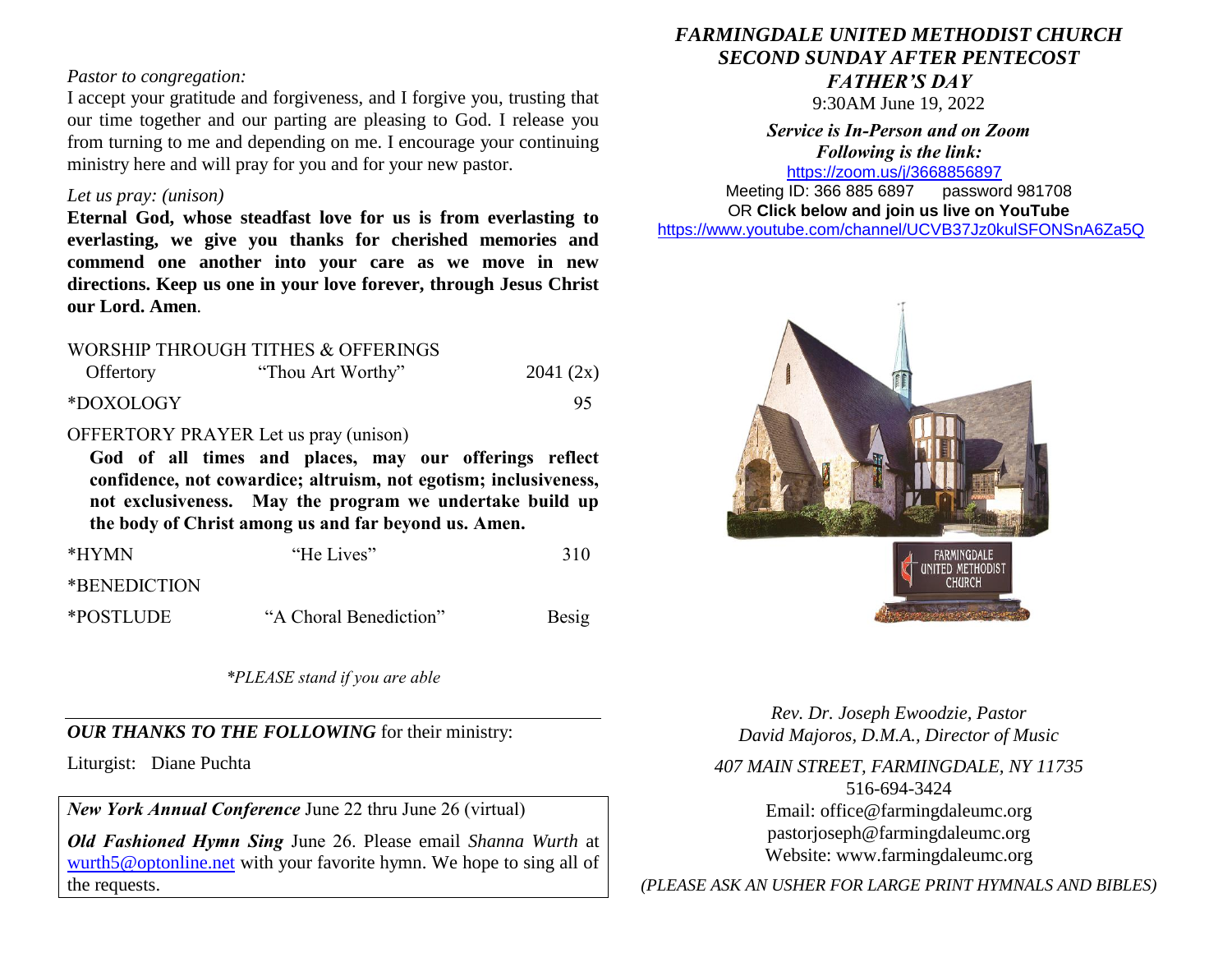*Pastor to congregation:*

I accept your gratitude and forgiveness, and I forgive you, trusting that our time together and our parting are pleasing to God. I release you from turning to me and depending on me. I encourage your continuing ministry here and will pray for you and for your new pastor.

*Let us pray: (unison)*

**Eternal God, whose steadfast love for us is from everlasting to everlasting, we give you thanks for cherished memories and commend one another into your care as we move in new directions. Keep us one in your love forever, through Jesus Christ our Lord. Amen**.

WORSHIP THROUGH TITHES & OFFERINGS

Offertory — "Thou Art Worthy" — 2041 (2x)

*DOXOLOGY — 95

OFFERTORY PRAYER Let us pray (unison)

**God of all times and places, may our offerings reflect confidence, not cowardice; altruism, not egotism; inclusiveness, not exclusiveness. May the program we undertake build up the body of Christ among us and far beyond us. Amen.**

*HYMN — "He Lives" — 310

*BENEDICTION

*POSTLUDE — "A Choral Benediction" — Besig

*\*PLEASE stand if you are able*

---

***OUR THANKS TO THE FOLLOWING*** for their ministry:

Liturgist: Diane Puchta

***New York Annual Conference*** June 22 thru June 26 (virtual)

***Old Fashioned Hymn Sing*** June 26. Please email *Shanna Wurth* at wurth5@optonline.net with your favorite hymn. We hope to sing all of the requests.

# *FARMINGDALE UNITED METHODIST CHURCH*
## *SECOND SUNDAY AFTER PENTECOST*
## *FATHER'S DAY*

9:30AM June 19, 2022

***Service is In-Person and on Zoom***
***Following is the link:***

https://zoom.us/j/3668856897

Meeting ID: 366 885 6897 password 981708

OR **Click below and join us live on YouTube**

https://www.youtube.com/channel/UCVB37Jz0kulSFONSnA6Za5Q

*Rev. Dr. Joseph Ewoodzie, Pastor*
*David Majoros, D.M.A., Director of Music*

*407 MAIN STREET, FARMINGDALE, NY 11735*
516-694-3424
Email: office@farmingdaleumc.org
pastorjoseph@farmingdaleumc.org
Website: www.farmingdaleumc.org

*(PLEASE ASK AN USHER FOR LARGE PRINT HYMNALS AND BIBLES)*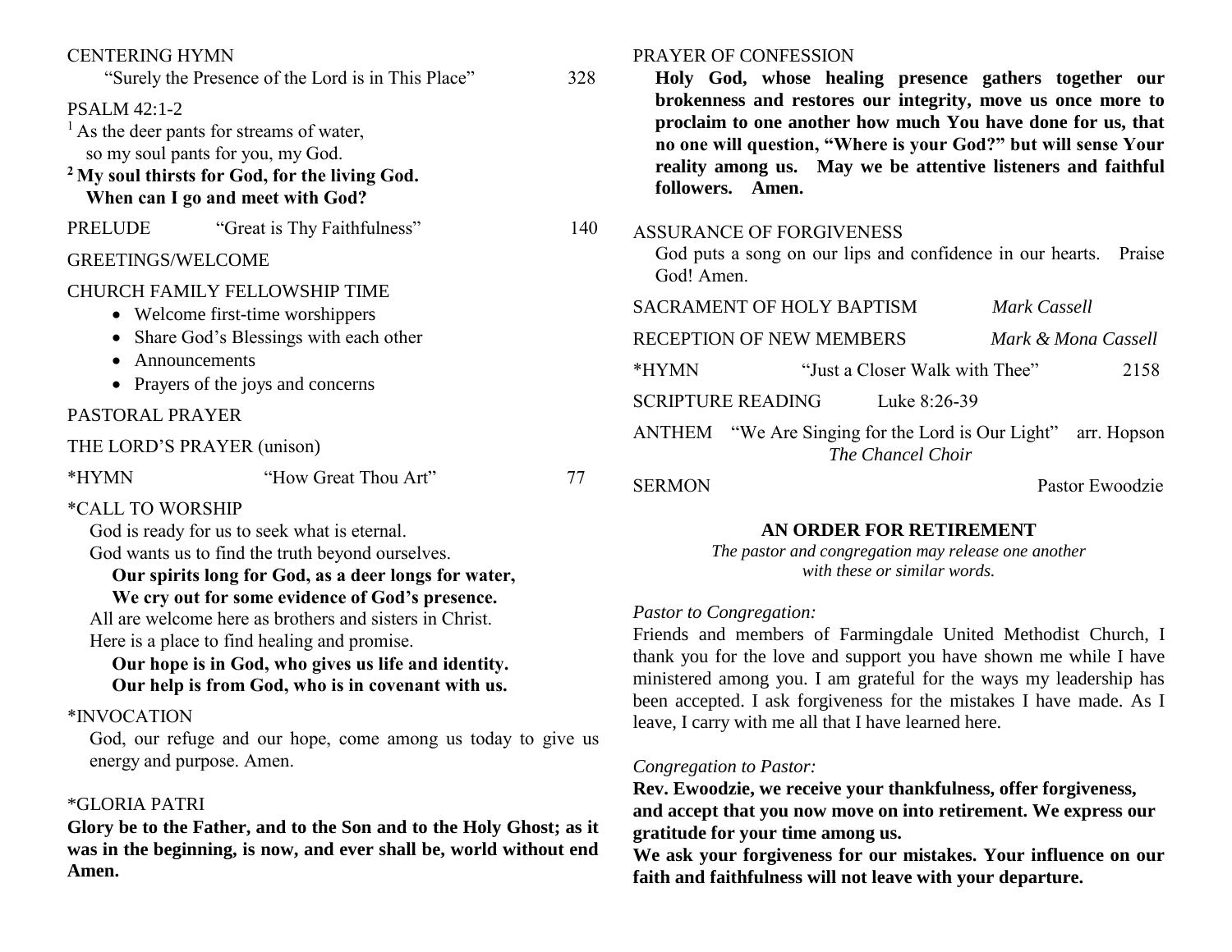CENTERING HYMN

"Surely the Presence of the Lord is in This Place" 328

PSALM 42:1-2

[1] As the deer pants for streams of water,
so my soul pants for you, my God.

**[2] My soul thirsts for God, for the living God.
When can I go and meet with God?**

PRELUDE "Great is Thy Faithfulness" 140

GREETINGS/WELCOME

CHURCH FAMILY FELLOWSHIP TIME

- Welcome first-time worshippers
- Share God's Blessings with each other
- Announcements
- Prayers of the joys and concerns

PASTORAL PRAYER

THE LORD'S PRAYER (unison)

*HYMN "How Great Thou Art" 77

*CALL TO WORSHIP

God is ready for us to seek what is eternal.
God wants us to find the truth beyond ourselves.

**Our spirits long for God, as a deer longs for water,
We cry out for some evidence of God's presence.**

All are welcome here as brothers and sisters in Christ.
Here is a place to find healing and promise.

**Our hope is in God, who gives us life and identity.
Our help is from God, who is in covenant with us.**

*INVOCATION

God, our refuge and our hope, come among us today to give us energy and purpose. Amen.

*GLORIA PATRI

**Glory be to the Father, and to the Son and to the Holy Ghost; as it was in the beginning, is now, and ever shall be, world without end Amen.**

PRAYER OF CONFESSION

**Holy God, whose healing presence gathers together our brokenness and restores our integrity, move us once more to proclaim to one another how much You have done for us, that no one will question, "Where is your God?" but will sense Your reality among us. May we be attentive listeners and faithful followers. Amen.**

ASSURANCE OF FORGIVENESS

God puts a song on our lips and confidence in our hearts. Praise God! Amen.

SACRAMENT OF HOLY BAPTISM *Mark Cassell*

RECEPTION OF NEW MEMBERS *Mark & Mona Cassell*

*HYMN "Just a Closer Walk with Thee" 2158

SCRIPTURE READING Luke 8:26-39

ANTHEM "We Are Singing for the Lord is Our Light" arr. Hopson
*The Chancel Choir*

SERMON Pastor Ewoodzie

## AN ORDER FOR RETIREMENT

*The pastor and congregation may release one another with these or similar words.*

*Pastor to Congregation:*

Friends and members of Farmingdale United Methodist Church, I thank you for the love and support you have shown me while I have ministered among you. I am grateful for the ways my leadership has been accepted. I ask forgiveness for the mistakes I have made. As I leave, I carry with me all that I have learned here.

*Congregation to Pastor:*

**Rev. Ewoodzie, we receive your thankfulness, offer forgiveness, and accept that you now move on into retirement. We express our gratitude for your time among us.**

**We ask your forgiveness for our mistakes. Your influence on our faith and faithfulness will not leave with your departure.**